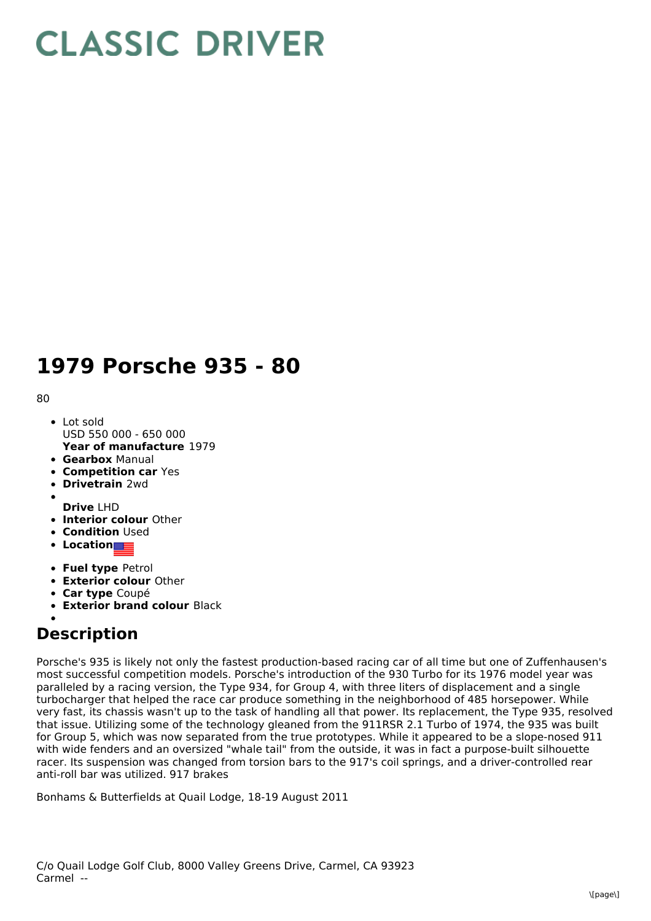# CLASSIC DRIVER

# 1979 Porsche 935 - 80

80

- Lot sold
  USD 550 000 - 650 000
  **Year of manufacture** 1979
- **Gearbox** Manual
- **Competition car** Yes
- **Drivetrain** 2wd
- 
  **Drive** LHD
- **Interior colour** Other
- **Condition** Used
- **Location**
- **Fuel type** Petrol
- **Exterior colour** Other
- **Car type** Coupé
- **Exterior brand colour** Black
- 

## Description

Porsche's 935 is likely not only the fastest production-based racing car of all time but one of Zuffenhausen's most successful competition models. Porsche's introduction of the 930 Turbo for its 1976 model year was paralleled by a racing version, the Type 934, for Group 4, with three liters of displacement and a single turbocharger that helped the race car produce something in the neighborhood of 485 horsepower. While very fast, its chassis wasn't up to the task of handling all that power. Its replacement, the Type 935, resolved that issue. Utilizing some of the technology gleaned from the 911RSR 2.1 Turbo of 1974, the 935 was built for Group 5, which was now separated from the true prototypes. While it appeared to be a slope-nosed 911 with wide fenders and an oversized "whale tail" from the outside, it was in fact a purpose-built silhouette racer. Its suspension was changed from torsion bars to the 917's coil springs, and a driver-controlled rear anti-roll bar was utilized. 917 brakes

Bonhams & Butterfields at Quail Lodge, 18-19 August 2011

C/o Quail Lodge Golf Club, 8000 Valley Greens Drive, Carmel, CA 93923
Carmel --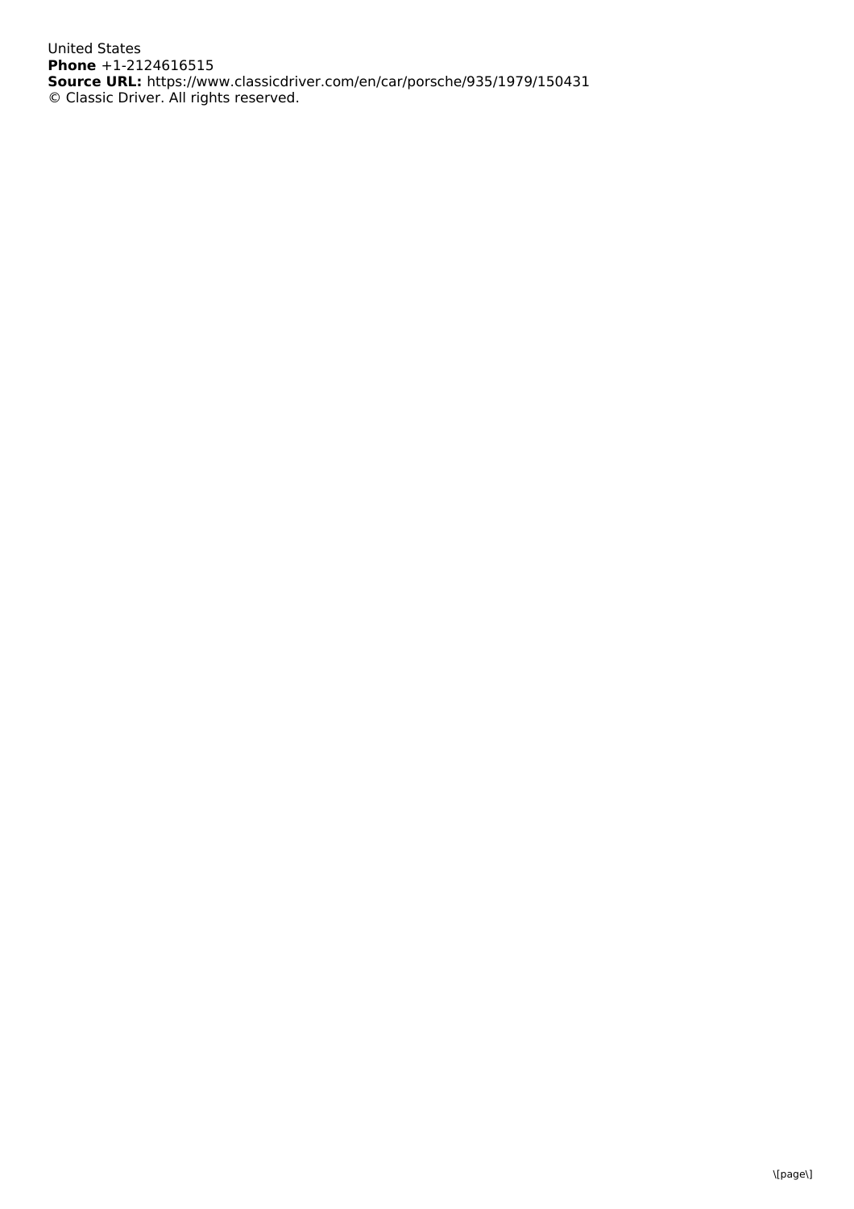United States
**Phone** +1-2124616515
**Source URL:** https://www.classicdriver.com/en/car/porsche/935/1979/150431
© Classic Driver. All rights reserved.